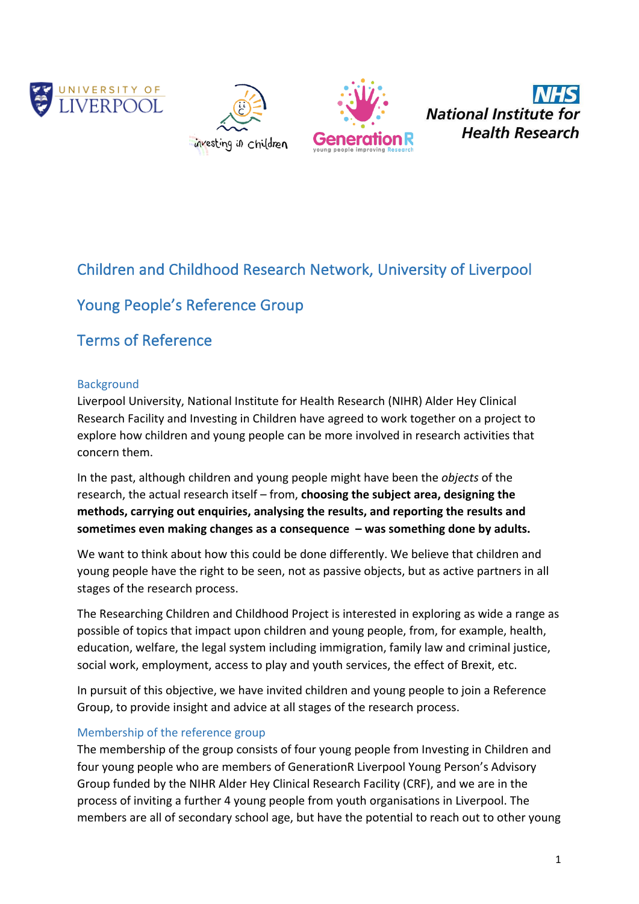# Children and Childhood Research Network, University of Liverpool

# Young People's Reference Group

# Terms of Reference

## Background

Liverpool University, National Institute for Health Research (NIHR) Alder Hey Clinical Research Facility and Investing in Children have agreed to work together on a project to explore how children and young people can be more involved in research activities that concern them.

In the past, although children and young people might have been the *objects* of the research, the actual research itself – from, **choosing the subject area, designing the methods, carrying out enquiries, analysing the results, and reporting the results and sometimes even making changes as a consequence – was something done by adults.**

We want to think about how this could be done differently. We believe that children and young people have the right to be seen, not as passive objects, but as active partners in all stages of the research process.

The Researching Children and Childhood Project is interested in exploring as wide a range as possible of topics that impact upon children and young people, from, for example, health, education, welfare, the legal system including immigration, family law and criminal justice, social work, employment, access to play and youth services, the effect of Brexit, etc.

In pursuit of this objective, we have invited children and young people to join a Reference Group, to provide insight and advice at all stages of the research process.

## Membership of the reference group

The membership of the group consists of four young people from Investing in Children and four young people who are members of GenerationR Liverpool Young Person's Advisory Group funded by the NIHR Alder Hey Clinical Research Facility (CRF), and we are in the process of inviting a further 4 young people from youth organisations in Liverpool. The members are all of secondary school age, but have the potential to reach out to other young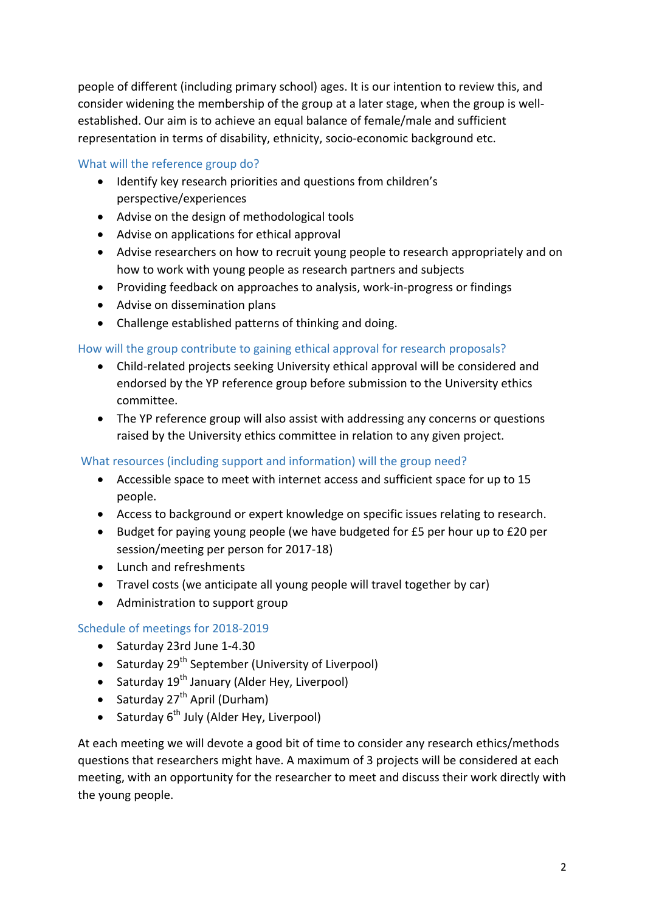people of different (including primary school) ages. It is our intention to review this, and consider widening the membership of the group at a later stage, when the group is well-established. Our aim is to achieve an equal balance of female/male and sufficient representation in terms of disability, ethnicity, socio-economic background etc.

## What will the reference group do?

- Identify key research priorities and questions from children's perspective/experiences
- Advise on the design of methodological tools
- Advise on applications for ethical approval
- Advise researchers on how to recruit young people to research appropriately and on how to work with young people as research partners and subjects
- Providing feedback on approaches to analysis, work-in-progress or findings
- Advise on dissemination plans
- Challenge established patterns of thinking and doing.

## How will the group contribute to gaining ethical approval for research proposals?

- Child-related projects seeking University ethical approval will be considered and endorsed by the YP reference group before submission to the University ethics committee.
- The YP reference group will also assist with addressing any concerns or questions raised by the University ethics committee in relation to any given project.

## What resources (including support and information) will the group need?

- Accessible space to meet with internet access and sufficient space for up to 15 people.
- Access to background or expert knowledge on specific issues relating to research.
- Budget for paying young people (we have budgeted for £5 per hour up to £20 per session/meeting per person for 2017-18)
- Lunch and refreshments
- Travel costs (we anticipate all young people will travel together by car)
- Administration to support group

## Schedule of meetings for 2018-2019

- Saturday 23rd June 1-4.30
- Saturday 29th September (University of Liverpool)
- Saturday 19th January (Alder Hey, Liverpool)
- Saturday 27th April (Durham)
- Saturday 6th July (Alder Hey, Liverpool)

At each meeting we will devote a good bit of time to consider any research ethics/methods questions that researchers might have. A maximum of 3 projects will be considered at each meeting, with an opportunity for the researcher to meet and discuss their work directly with the young people.